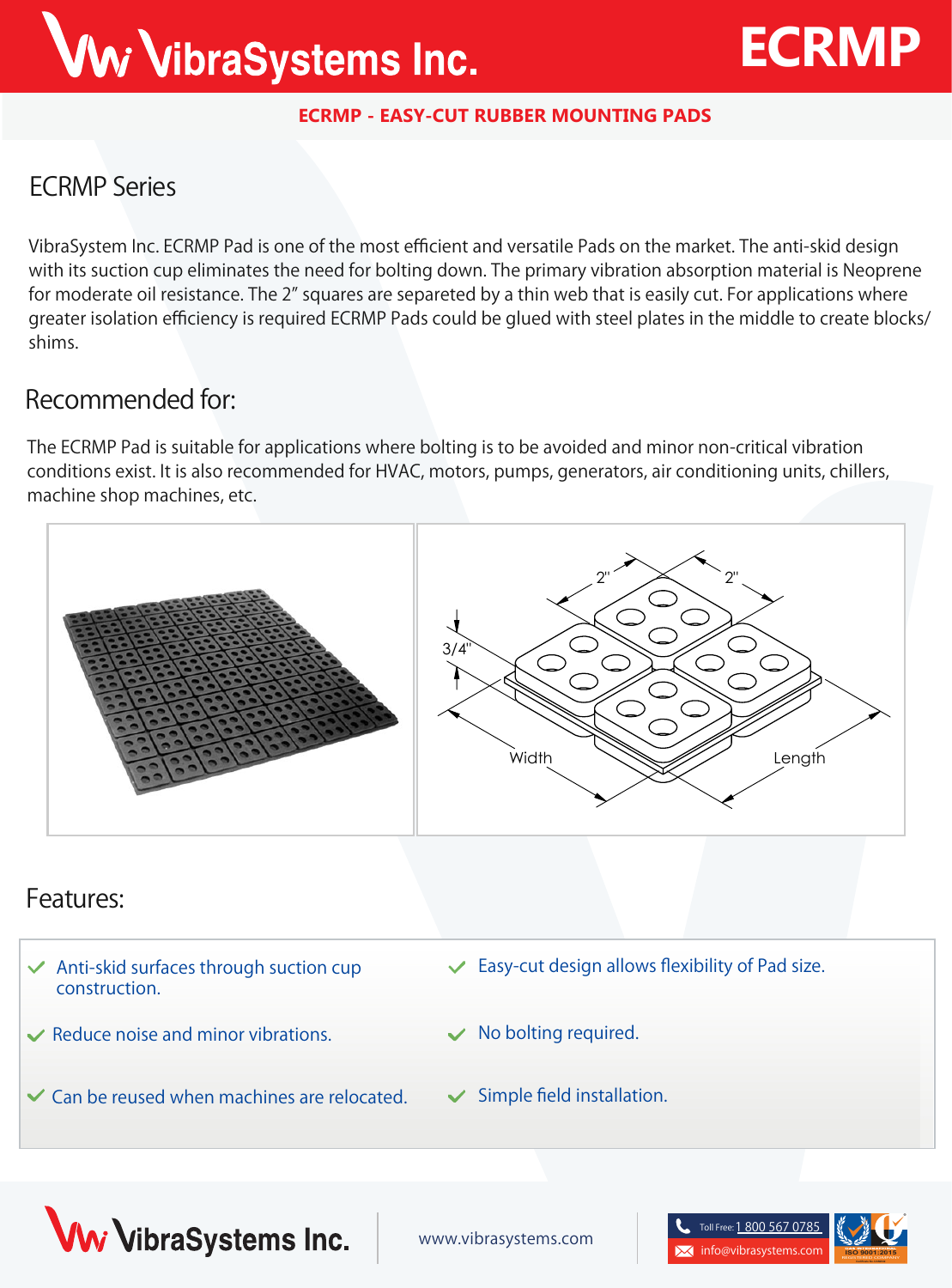# ECRMP

**ECRMP - EASY-CUT RUBBER MOUNTING PADS**

## ECRMP Series

VibraSystem Inc. ECRMP Pad is one of the most efficient and versatile Pads on the market. The anti-skid design with its suction cup eliminates the need for bolting down. The primary vibration absorption material is Neoprene for moderate oil resistance. The 2" squares are separeted by a thin web that is easily cut. For applications where greater isolation efficiency is required ECRMP Pads could be glued with steel plates in the middle to create blocks/shims.

## Recommended for:

The ECRMP Pad is suitable for applications where bolting is to be avoided and minor non-critical vibration conditions exist. It is also recommended for HVAC, motors, pumps, generators, air conditioning units, chillers, machine shop machines, etc.

## Features:

- Anti-skid surfaces through suction cup construction.
- Easy-cut design allows flexibility of Pad size.
- Reduce noise and minor vibrations.
- No bolting required.
- Can be reused when machines are relocated.
- Simple field installation.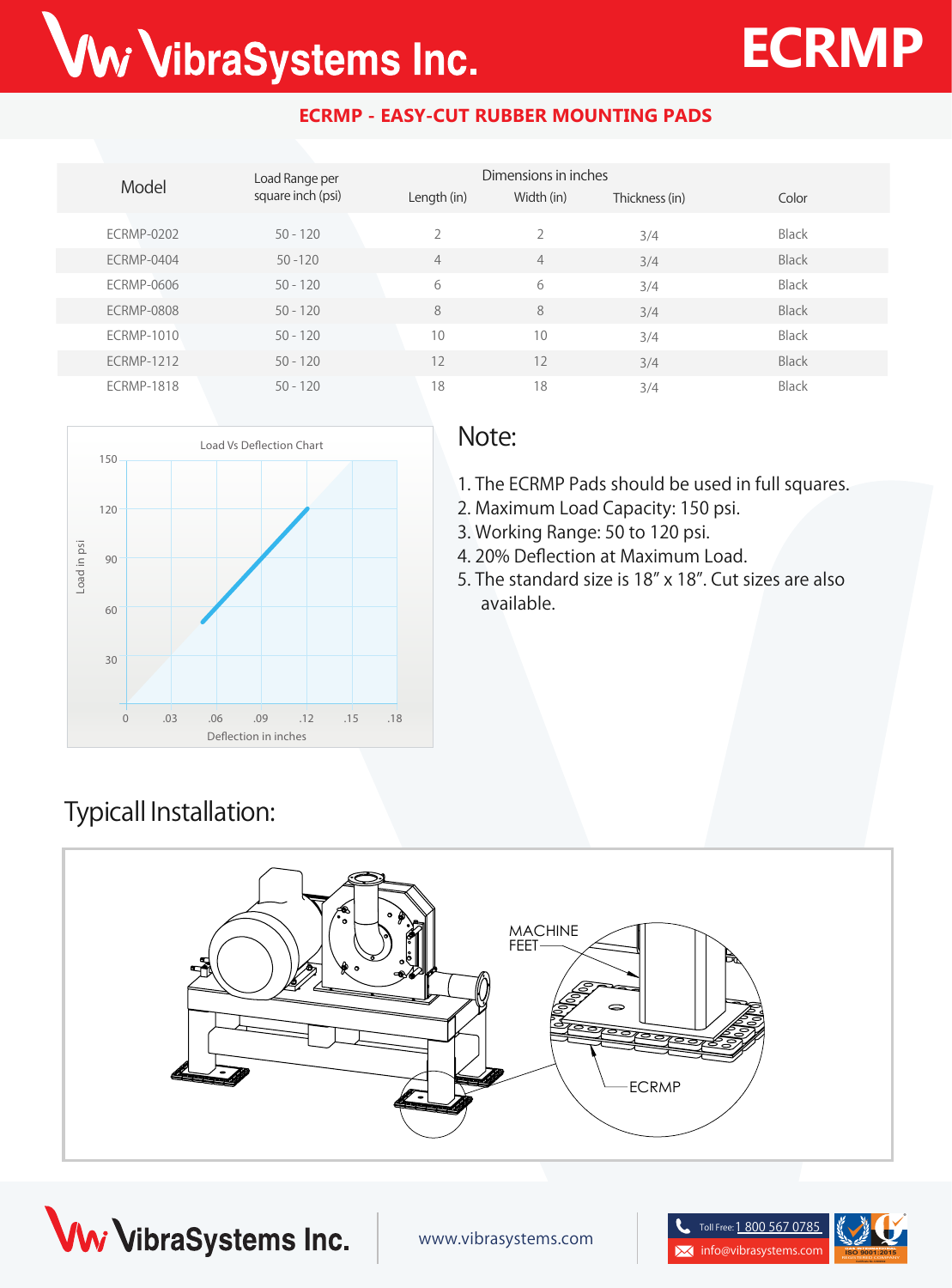# VibraSystems Inc. ECRMP

## ECRMP - EASY-CUT RUBBER MOUNTING PADS

| Model | Load Range per square inch (psi) | Dimensions in inches | | | Color |
|---|---|---|---|---|---|
| | | Length (in) | Width (in) | Thickness (in) | |
| ECRMP-0202 | 50 - 120 | 2 | 2 | 3/4 | Black |
| ECRMP-0404 | 50 -120 | 4 | 4 | 3/4 | Black |
| ECRMP-0606 | 50 - 120 | 6 | 6 | 3/4 | Black |
| ECRMP-0808 | 50 - 120 | 8 | 8 | 3/4 | Black |
| ECRMP-1010 | 50 - 120 | 10 | 10 | 3/4 | Black |
| ECRMP-1212 | 50 - 120 | 12 | 12 | 3/4 | Black |
| ECRMP-1818 | 50 - 120 | 18 | 18 | 3/4 | Black |

Load Vs Deflection Chart

Load in psi: 150, 120, 90, 60, 30

Deflection in inches: 0, .03, .06, .09, .12, .15, .18

## Note:

1. The ECRMP Pads should be used in full squares.
2. Maximum Load Capacity: 150 psi.
3. Working Range: 50 to 120 psi.
4. 20% Deflection at Maximum Load.
5. The standard size is 18″ x 18″. Cut sizes are also available.

## Typicall Installation:

MACHINE FEET

ECRMP

VibraSystems Inc.

www.vibrasystems.com

Toll Free: 1 800 567 0785

info@vibrasystems.com